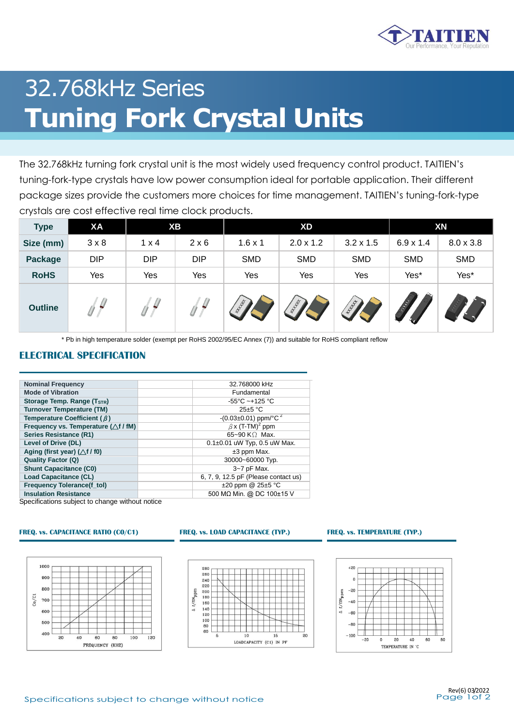# 32.768kHz Series

# Tuning Fork Crystal Units

The 32.768kHz turning fork crystal unit is the most widely used frequency control product. TAITIEN's tuning-fork-type crystals have low power consumption ideal for portable application. Their different package sizes provide the customers more choices for time management. TAITIEN's tuning-fork-type crystals are cost effective real time clock products.

| Type | XA | XB | | XD | | | XN | |
|---|---|---|---|---|---|---|---|---|
| Size (mm) | 3 x 8 | 1 x 4 | 2 x 6 | 1.6 x 1 | 2.0 x 1.2 | 3.2 x 1.5 | 6.9 x 1.4 | 8.0 x 3.8 |
| Package | DIP | DIP | DIP | SMD | SMD | SMD | SMD | SMD |
| RoHS | Yes | Yes | Yes | Yes | Yes | Yes | Yes* | Yes* |
| Outline | | | | | | | | |

* Pb in high temperature solder (exempt per RoHS 2002/95/EC Annex (7)) and suitable for RoHS compliant reflow

## ELECTRICAL SPECIFICATION

| Parameter | Value |
|---|---|
| Nominal Frequency | 32.768000 kHz |
| Mode of Vibration | Fundamental |
| Storage Temp. Range ($T_{STR}$) | -55°C ~+125 °C |
| Turnover Temperature (TM) | 25±5 °C |
| Temperature Coefficient ($\beta$) | -(0.03±0.01) ppm/°C $^2$ |
| Frequency vs. Temperature ($\triangle$f / fM) | $\beta$ x (T-TM)$^2$ ppm |
| Series Resistance (R1) | 65~90 K$\Omega$ Max. |
| Level of Drive (DL) | 0.1±0.01 uW Typ, 0.5 uW Max. |
| Aging (first year) ($\triangle$f / f0) | ±3 ppm Max. |
| Quality Factor (Q) | 30000~60000 Typ. |
| Shunt Capacitance (C0) | 3~7 pF Max. |
| Load Capacitance (CL) | 6, 7, 9, 12.5 pF (Please contact us) |
| Frequency Tolerance(f_tol) | ±20 ppm @ 25±5 °C |
| Insulation Resistance | 500 MΩ Min. @ DC 100±15 V |

Specifications subject to change without notice

### FREQ. vs. CAPACITANCE RATIO (C0/C1)

### FREQ. vs. LOAD CAPACITANCE (TYP.)

### FREQ. vs. TEMPERATURE (TYP.)

Rev(6) 03/2022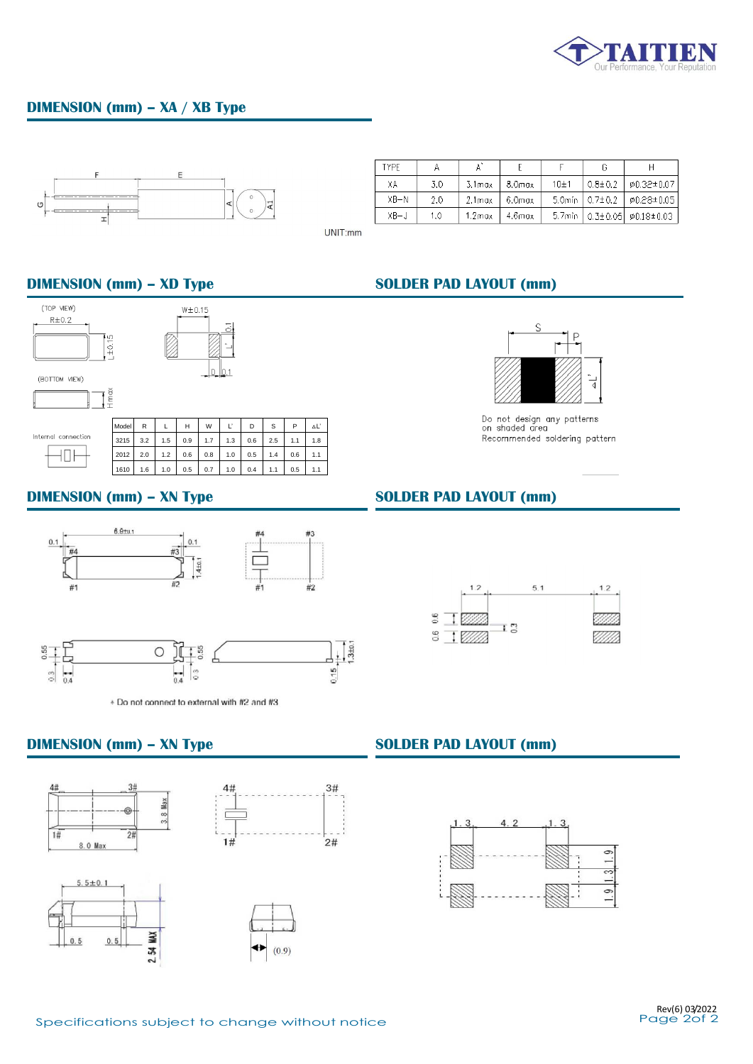## DIMENSION (mm) – XA / XB Type

| TYPE | A | A` | E | F | G | H |
|---|---|---|---|---|---|---|
| XA | 3.0 | 3.1max | 8.0max | 10±1 | 0.8±0.2 | φ0.32±0.07 |
| XB-N | 2.0 | 2.1max | 6.0max | 5.0min | 0.7±0.2 | φ0.28±0.05 |
| XB-J | 1.0 | 1.2max | 4.6max | 5.7min | 0.3±0.05 | φ0.18±0.03 |

UNIT:mm

## DIMENSION (mm) – XD Type

(TOP VIEW)

(BOTTOM VIEW)

Internal connection

| Model | R | L | H | W | L' | D | S | P | ΔL' |
|---|---|---|---|---|---|---|---|---|---|
| 3215 | 3.2 | 1.5 | 0.9 | 1.7 | 1.3 | 0.6 | 2.5 | 1.1 | 1.8 |
| 2012 | 2.0 | 1.2 | 0.6 | 0.8 | 1.0 | 0.5 | 1.4 | 0.6 | 1.1 |
| 1610 | 1.6 | 1.0 | 0.5 | 0.7 | 1.0 | 0.4 | 1.1 | 0.5 | 1.1 |

## SOLDER PAD LAYOUT (mm)

Do not design any patterns on shaded area

Recommended soldering pattern

## DIMENSION (mm) – XN Type

\* Do not connect to external with #2 and #3

## SOLDER PAD LAYOUT (mm)

## DIMENSION (mm) – XN Type

## SOLDER PAD LAYOUT (mm)

Specifications subject to change without notice

Rev(6) 03/2022